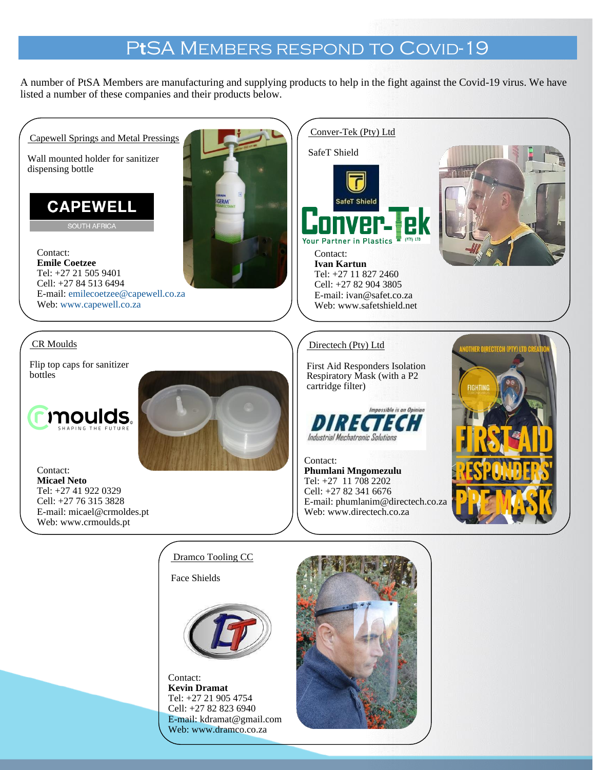# PtSA Members respond to Covid-19

A number of PtSA Members are manufacturing and supplying products to help in the fight against the Covid-19 virus. We have listed a number of these companies and their products below.

## Capewell Springs and Metal Pressings

Wall mounted holder for sanitizer dispensing bottle

Contact:
**Emile Coetzee**
Tel: +27 21 505 9401
Cell: +27 84 513 6494
E-mail: emilecoetzee@capewell.co.za
Web: www.capewell.co.za

## Conver-Tek (Pty) Ltd

SafeT Shield

Contact:
**Ivan Kartun**
Tel: +27 11 827 2460
Cell: +27 82 904 3805
E-mail: ivan@safet.co.za
Web: www.safetshield.net

## CR Moulds

Flip top caps for sanitizer bottles

Contact:
**Micael Neto**
Tel: +27 41 922 0329
Cell: +27 76 315 3828
E-mail: micael@crmoldes.pt
Web: www.crmoulds.pt

## Directech (Pty) Ltd

First Aid Responders Isolation Respiratory Mask (with a P2 cartridge filter)

Contact:
**Phumlani Mngomezulu**
Tel: +27 11 708 2202
Cell: +27 82 341 6676
E-mail: phumlanim@directech.co.za
Web: www.directech.co.za

## Dramco Tooling CC

Face Shields

Contact:
**Kevin Dramat**
Tel: +27 21 905 4754
Cell: +27 82 823 6940
E-mail: kdramat@gmail.com
Web: www.dramco.co.za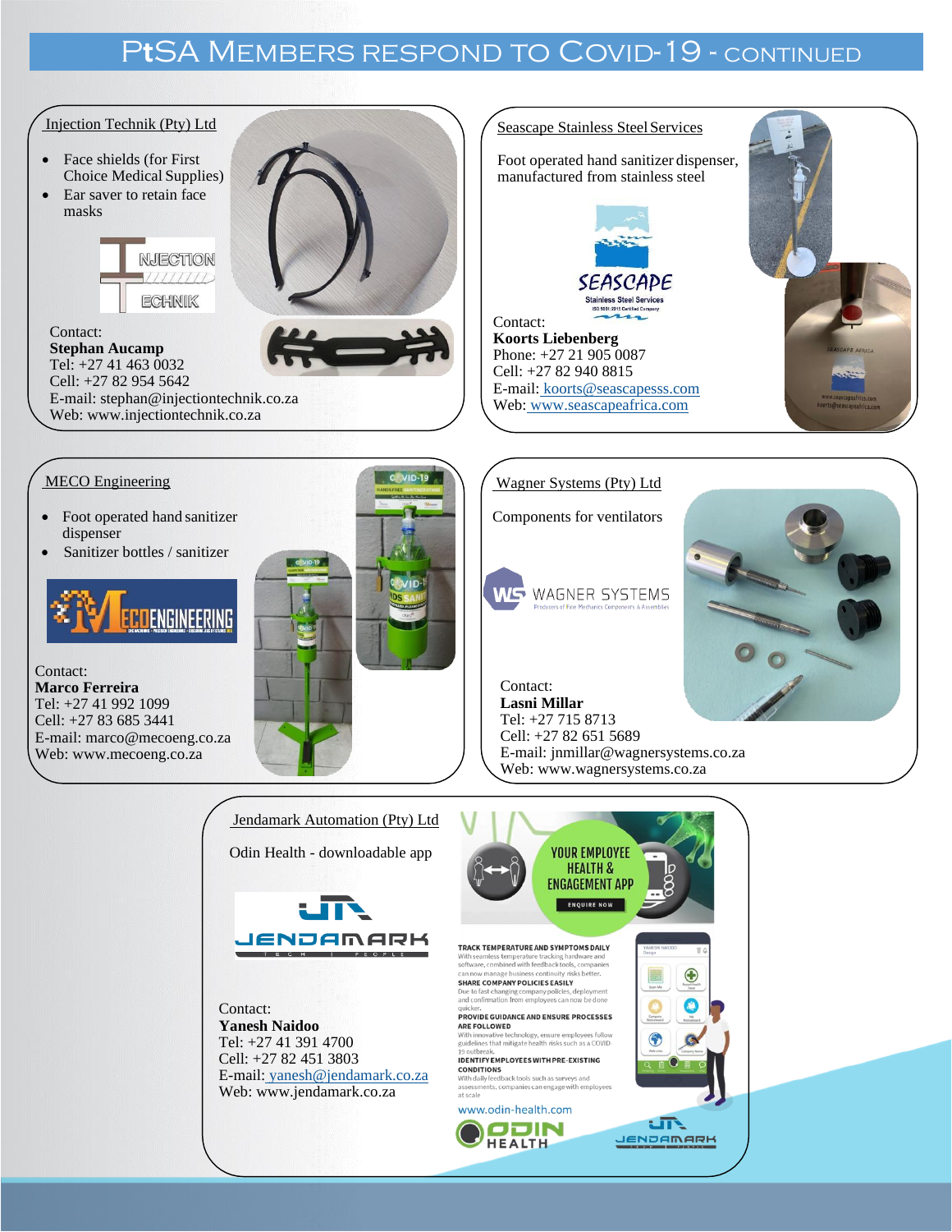# PtSA Members respond to Covid-19 - continued

## Injection Technik (Pty) Ltd

- Face shields (for First Choice Medical Supplies)
- Ear saver to retain face masks

Contact:
**Stephan Aucamp**
Tel: +27 41 463 0032
Cell: +27 82 954 5642
E-mail: stephan@injectiontechnik.co.za
Web: www.injectiontechnik.co.za

## Seascape Stainless Steel Services

Foot operated hand sanitizer dispenser, manufactured from stainless steel

Contact:
**Koorts Liebenberg**
Phone: +27 21 905 0087
Cell: +27 82 940 8815
E-mail: koorts@seascapesss.com
Web: www.seascapeafrica.com

## MECO Engineering

- Foot operated hand sanitizer dispenser
- Sanitizer bottles / sanitizer

Contact:
**Marco Ferreira**
Tel: +27 41 992 1099
Cell: +27 83 685 3441
E-mail: marco@mecoeng.co.za
Web: www.mecoeng.co.za

## Wagner Systems (Pty) Ltd

Components for ventilators

Contact:
**Lasni Millar**
Tel: +27 715 8713
Cell: +27 82 651 5689
E-mail: jnmillar@wagnersystems.co.za
Web: www.wagnersystems.co.za

## Jendamark Automation (Pty) Ltd

Odin Health - downloadable app

Contact:
**Yanesh Naidoo**
Tel: +27 41 391 4700
Cell: +27 82 451 3803
E-mail: yanesh@jendamark.co.za
Web: www.jendamark.co.za